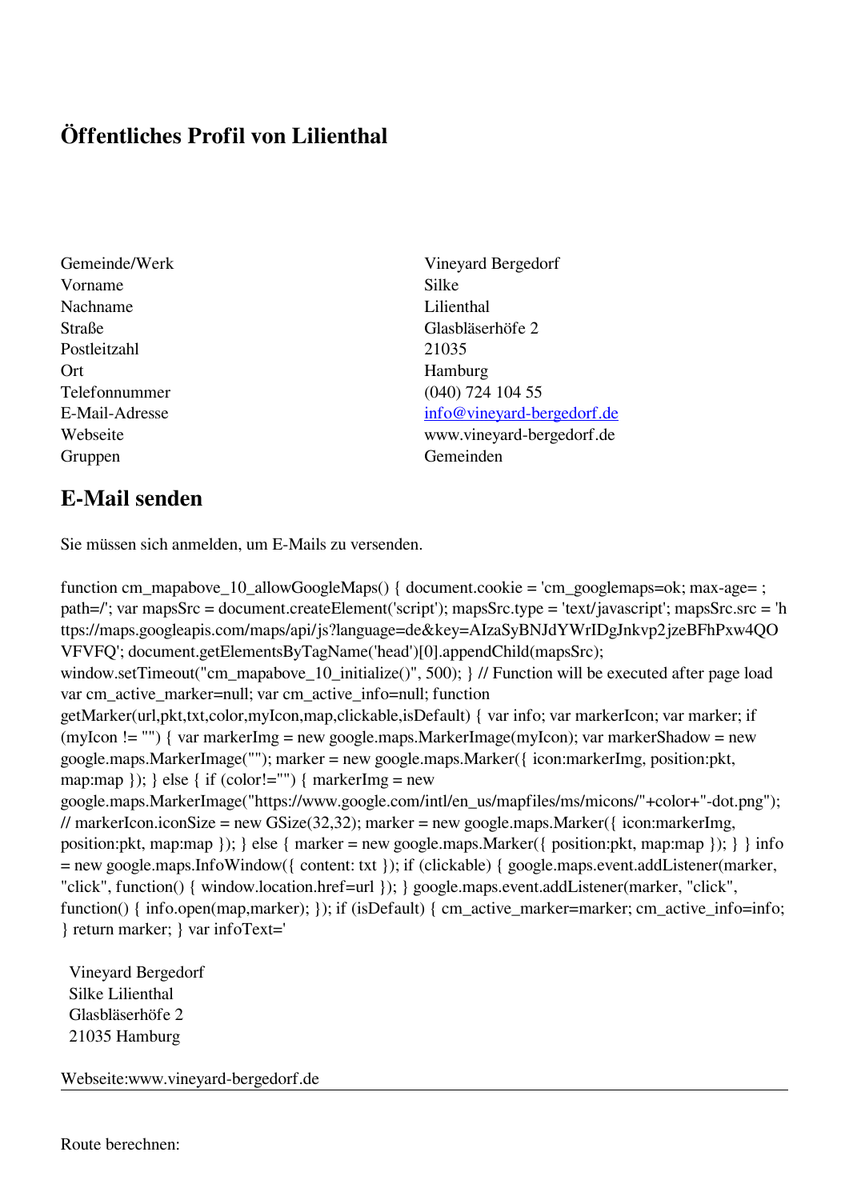# Öffentliches Profil von Lilienthal

| | |
|---|---|
| Gemeinde/Werk | Vineyard Bergedorf |
| Vorname | Silke |
| Nachname | Lilienthal |
| Straße | Glasbläserhöfe 2 |
| Postleitzahl | 21035 |
| Ort | Hamburg |
| Telefonnummer | (040) 724 104 55 |
| E-Mail-Adresse | info@vineyard-bergedorf.de |
| Webseite | www.vineyard-bergedorf.de |
| Gruppen | Gemeinden |

## E-Mail senden

Sie müssen sich anmelden, um E-Mails zu versenden.

```
function cm_mapabove_10_allowGoogleMaps() { document.cookie = 'cm_googlemaps=ok; max-age= ; path=/'; var mapsSrc = document.createElement('script'); mapsSrc.type = 'text/javascript'; mapsSrc.src = 'https://maps.googleapis.com/maps/api/js?language=de&key=AIzaSyBNJdYWrIDgJnkvp2jzeBFhPxw4QOVFVFQ'; document.getElementsByTagName('head')[0].appendChild(mapsSrc); window.setTimeout("cm_mapabove_10_initialize()", 500); } // Function will be executed after page load var cm_active_marker=null; var cm_active_info=null; function getMarker(url,pkt,txt,color,myIcon,map,clickable,isDefault) { var info; var markerIcon; var marker; if (myIcon != "") { var markerImg = new google.maps.MarkerImage(myIcon); var markerShadow = new google.maps.MarkerImage(""); marker = new google.maps.Marker({ icon:markerImg, position:pkt, map:map }); } else { if (color!="") { markerImg = new google.maps.MarkerImage("https://www.google.com/intl/en_us/mapfiles/ms/micons/"+color+"-dot.png"); // markerIcon.iconSize = new GSize(32,32); marker = new google.maps.Marker({ icon:markerImg, position:pkt, map:map }); } else { marker = new google.maps.Marker({ position:pkt, map:map }); } } info = new google.maps.InfoWindow({ content: txt }); if (clickable) { google.maps.event.addListener(marker, "click", function() { window.location.href=url }); } google.maps.event.addListener(marker, "click", function() { info.open(map,marker); }); if (isDefault) { cm_active_marker=marker; cm_active_info=info; } return marker; } var infoText='
```

Vineyard Bergedorf
Silke Lilienthal
Glasbläserhöfe 2
21035 Hamburg

Webseite:www.vineyard-bergedorf.de

---

Route berechnen: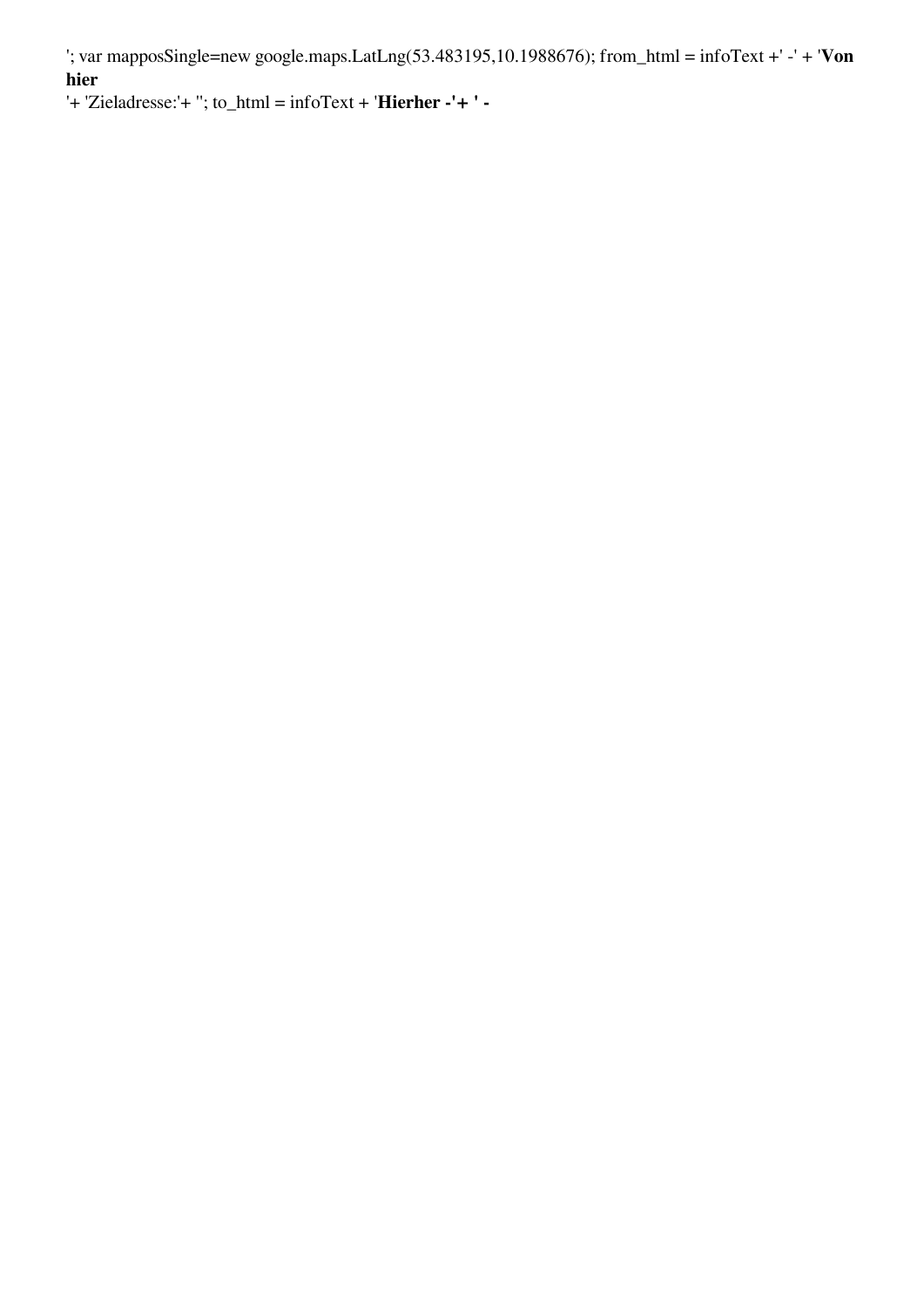'; var mapposSingle=new google.maps.LatLng(53.483195,10.1988676); from_html = infoText +' -' + '**Von hier**

'+ 'Zieladresse:'+ ''; to_html = infoText + '**Hierher -'+ ' -**